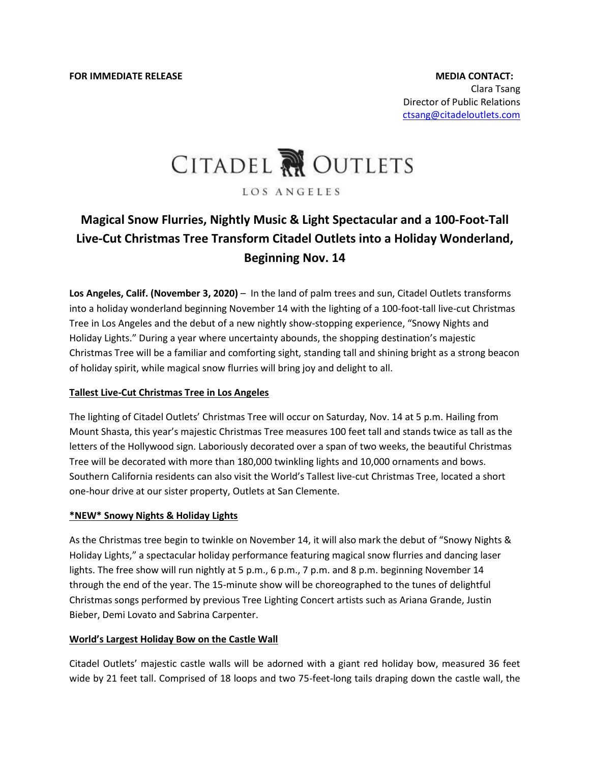**FOR IMMEDIATE RELEASE**

**MEDIA CONTACT:**
Clara Tsang
Director of Public Relations
ctsang@citadeloutlets.com

CITADEL OUTLETS
LOS ANGELES

# Magical Snow Flurries, Nightly Music & Light Spectacular and a 100-Foot-Tall Live-Cut Christmas Tree Transform Citadel Outlets into a Holiday Wonderland, Beginning Nov. 14

**Los Angeles, Calif. (November 3, 2020)** – In the land of palm trees and sun, Citadel Outlets transforms into a holiday wonderland beginning November 14 with the lighting of a 100-foot-tall live-cut Christmas Tree in Los Angeles and the debut of a new nightly show-stopping experience, "Snowy Nights and Holiday Lights." During a year where uncertainty abounds, the shopping destination's majestic Christmas Tree will be a familiar and comforting sight, standing tall and shining bright as a strong beacon of holiday spirit, while magical snow flurries will bring joy and delight to all.

## Tallest Live-Cut Christmas Tree in Los Angeles

The lighting of Citadel Outlets' Christmas Tree will occur on Saturday, Nov. 14 at 5 p.m. Hailing from Mount Shasta, this year's majestic Christmas Tree measures 100 feet tall and stands twice as tall as the letters of the Hollywood sign. Laboriously decorated over a span of two weeks, the beautiful Christmas Tree will be decorated with more than 180,000 twinkling lights and 10,000 ornaments and bows. Southern California residents can also visit the World's Tallest live-cut Christmas Tree, located a short one-hour drive at our sister property, Outlets at San Clemente.

## *NEW* Snowy Nights & Holiday Lights

As the Christmas tree begin to twinkle on November 14, it will also mark the debut of "Snowy Nights & Holiday Lights," a spectacular holiday performance featuring magical snow flurries and dancing laser lights. The free show will run nightly at 5 p.m., 6 p.m., 7 p.m. and 8 p.m. beginning November 14 through the end of the year. The 15-minute show will be choreographed to the tunes of delightful Christmas songs performed by previous Tree Lighting Concert artists such as Ariana Grande, Justin Bieber, Demi Lovato and Sabrina Carpenter.

## World's Largest Holiday Bow on the Castle Wall

Citadel Outlets' majestic castle walls will be adorned with a giant red holiday bow, measured 36 feet wide by 21 feet tall. Comprised of 18 loops and two 75-feet-long tails draping down the castle wall, the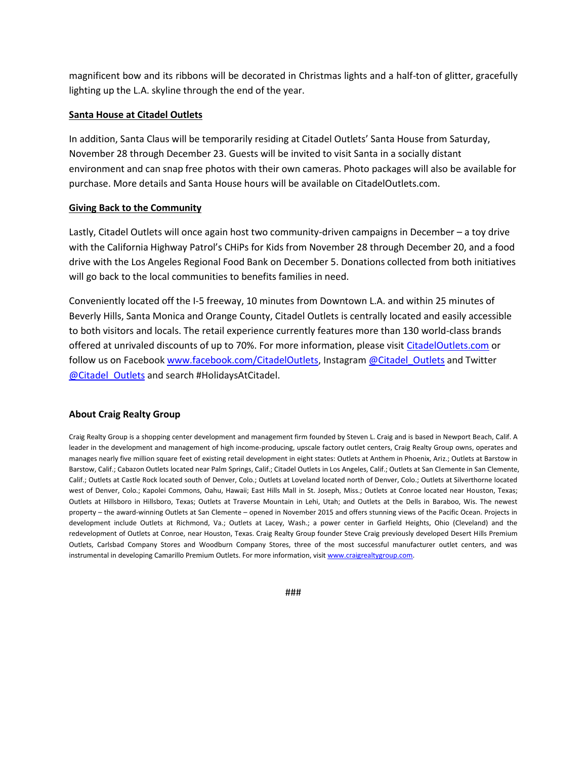magnificent bow and its ribbons will be decorated in Christmas lights and a half-ton of glitter, gracefully lighting up the L.A. skyline through the end of the year.

**Santa House at Citadel Outlets**

In addition, Santa Claus will be temporarily residing at Citadel Outlets' Santa House from Saturday, November 28 through December 23. Guests will be invited to visit Santa in a socially distant environment and can snap free photos with their own cameras. Photo packages will also be available for purchase. More details and Santa House hours will be available on CitadelOutlets.com.

**Giving Back to the Community**

Lastly, Citadel Outlets will once again host two community-driven campaigns in December – a toy drive with the California Highway Patrol's CHiPs for Kids from November 28 through December 20, and a food drive with the Los Angeles Regional Food Bank on December 5. Donations collected from both initiatives will go back to the local communities to benefits families in need.

Conveniently located off the I-5 freeway, 10 minutes from Downtown L.A. and within 25 minutes of Beverly Hills, Santa Monica and Orange County, Citadel Outlets is centrally located and easily accessible to both visitors and locals. The retail experience currently features more than 130 world-class brands offered at unrivaled discounts of up to 70%. For more information, please visit CitadelOutlets.com or follow us on Facebook www.facebook.com/CitadelOutlets, Instagram @Citadel_Outlets and Twitter @Citadel_Outlets and search #HolidaysAtCitadel.

### About Craig Realty Group

Craig Realty Group is a shopping center development and management firm founded by Steven L. Craig and is based in Newport Beach, Calif. A leader in the development and management of high income-producing, upscale factory outlet centers, Craig Realty Group owns, operates and manages nearly five million square feet of existing retail development in eight states: Outlets at Anthem in Phoenix, Ariz.; Outlets at Barstow in Barstow, Calif.; Cabazon Outlets located near Palm Springs, Calif.; Citadel Outlets in Los Angeles, Calif.; Outlets at San Clemente in San Clemente, Calif.; Outlets at Castle Rock located south of Denver, Colo.; Outlets at Loveland located north of Denver, Colo.; Outlets at Silverthorne located west of Denver, Colo.; Kapolei Commons, Oahu, Hawaii; East Hills Mall in St. Joseph, Miss.; Outlets at Conroe located near Houston, Texas; Outlets at Hillsboro in Hillsboro, Texas; Outlets at Traverse Mountain in Lehi, Utah; and Outlets at the Dells in Baraboo, Wis. The newest property – the award-winning Outlets at San Clemente – opened in November 2015 and offers stunning views of the Pacific Ocean. Projects in development include Outlets at Richmond, Va.; Outlets at Lacey, Wash.; a power center in Garfield Heights, Ohio (Cleveland) and the redevelopment of Outlets at Conroe, near Houston, Texas. Craig Realty Group founder Steve Craig previously developed Desert Hills Premium Outlets, Carlsbad Company Stores and Woodburn Company Stores, three of the most successful manufacturer outlet centers, and was instrumental in developing Camarillo Premium Outlets. For more information, visit www.craigrealtygroup.com.

###